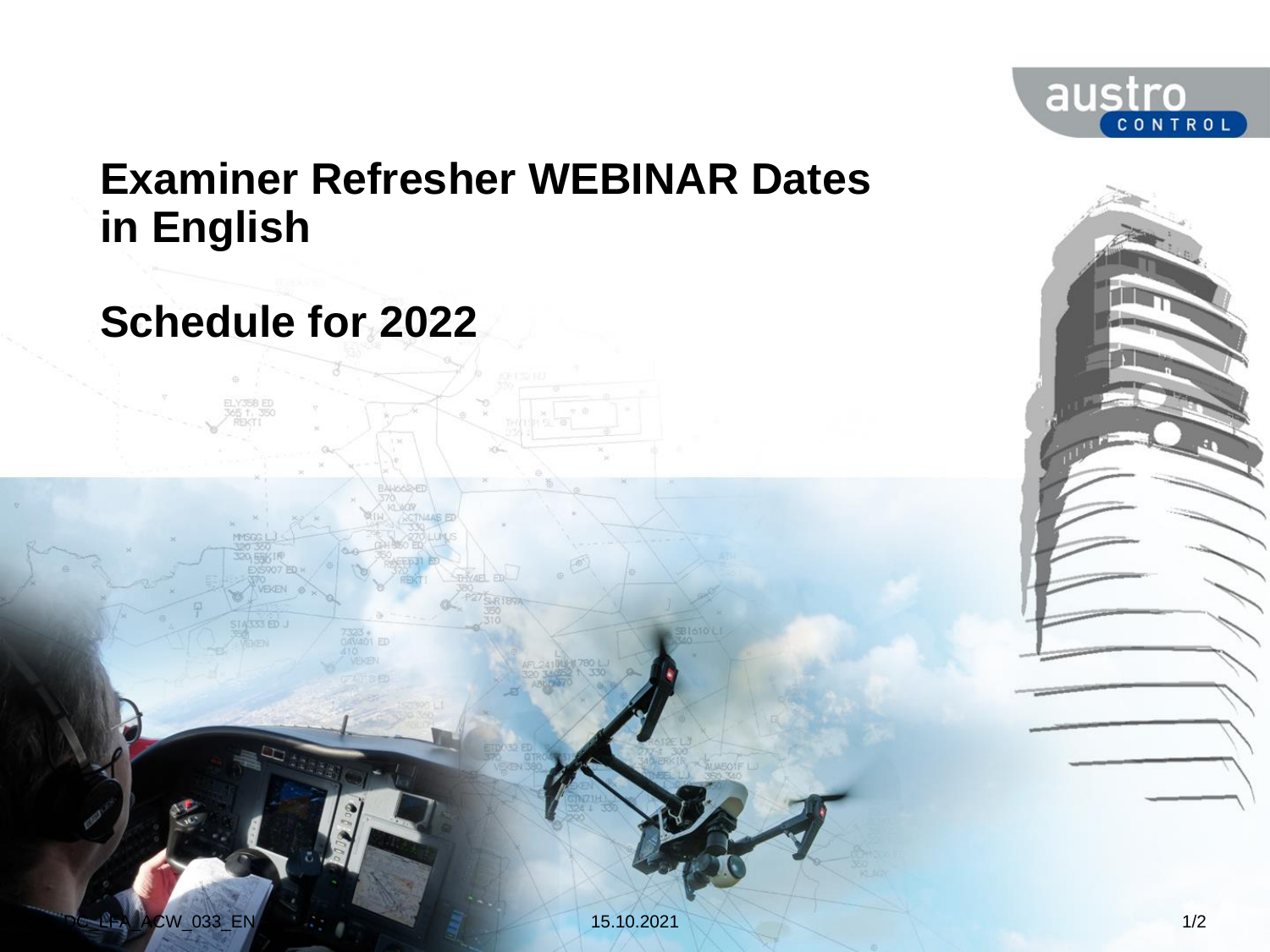# Examiner Refresher WEBINAR Dates in English

## Schedule for 2022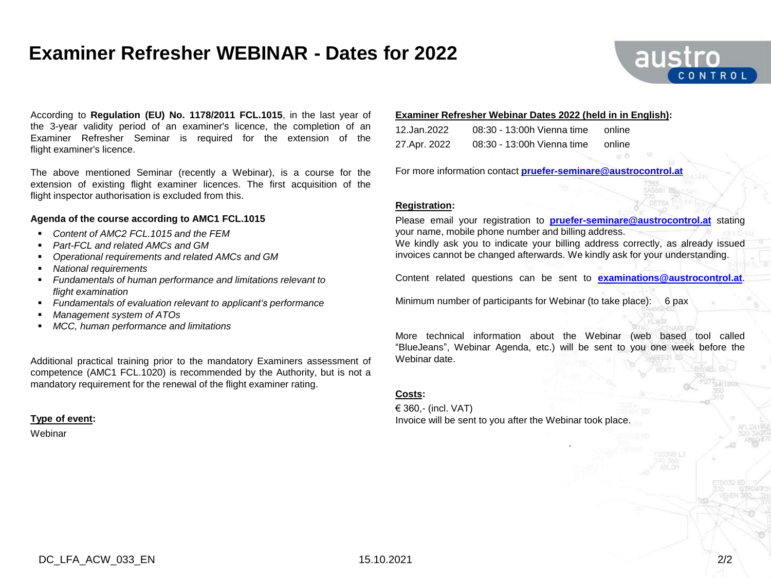# Examiner Refresher WEBINAR - Dates for 2022

According to **Regulation (EU) No. 1178/2011 FCL.1015**, in the last year of the 3-year validity period of an examiner's licence, the completion of an Examiner Refresher Seminar is required for the extension of the flight examiner's licence.

The above mentioned Seminar (recently a Webinar), is a course for the extension of existing flight examiner licences. The first acquisition of the flight inspector authorisation is excluded from this.

**Agenda of the course according to AMC1 FCL.1015**

- *Content of AMC2 FCL.1015 and the FEM*
- *Part-FCL and related AMCs and GM*
- *Operational requirements and related AMCs and GM*
- *National requirements*
- *Fundamentals of human performance and limitations relevant to flight examination*
- *Fundamentals of evaluation relevant to applicant's performance*
- *Management system of ATOs*
- *MCC, human performance and limitations*

Additional practical training prior to the mandatory Examiners assessment of competence (AMC1 FCL.1020) is recommended by the Authority, but is not a mandatory requirement for the renewal of the flight examiner rating.

**Type of event:**

Webinar

**Examiner Refresher Webinar Dates 2022 (held in in English):**

| | | |
|---|---|---|
| 12.Jan.2022 | 08:30 - 13:00h Vienna time | online |
| 27.Apr. 2022 | 08:30 - 13:00h Vienna time | online |

For more information contact **pruefer-seminare@austrocontrol.at**

**Registration:**

Please email your registration to **pruefer-seminare@austrocontrol.at** stating your name, mobile phone number and billing address.
We kindly ask you to indicate your billing address correctly, as already issued invoices cannot be changed afterwards. We kindly ask for your understanding.

Content related questions can be sent to **examinations@austrocontrol.at**.

Minimum number of participants for Webinar (to take place): 6 pax

More technical information about the Webinar (web based tool called "BlueJeans", Webinar Agenda, etc.) will be sent to you one week before the Webinar date.

**Costs:**

€ 360,- (incl. VAT)
Invoice will be sent to you after the Webinar took place.

DC_LFA_ACW_033_EN 15.10.2021